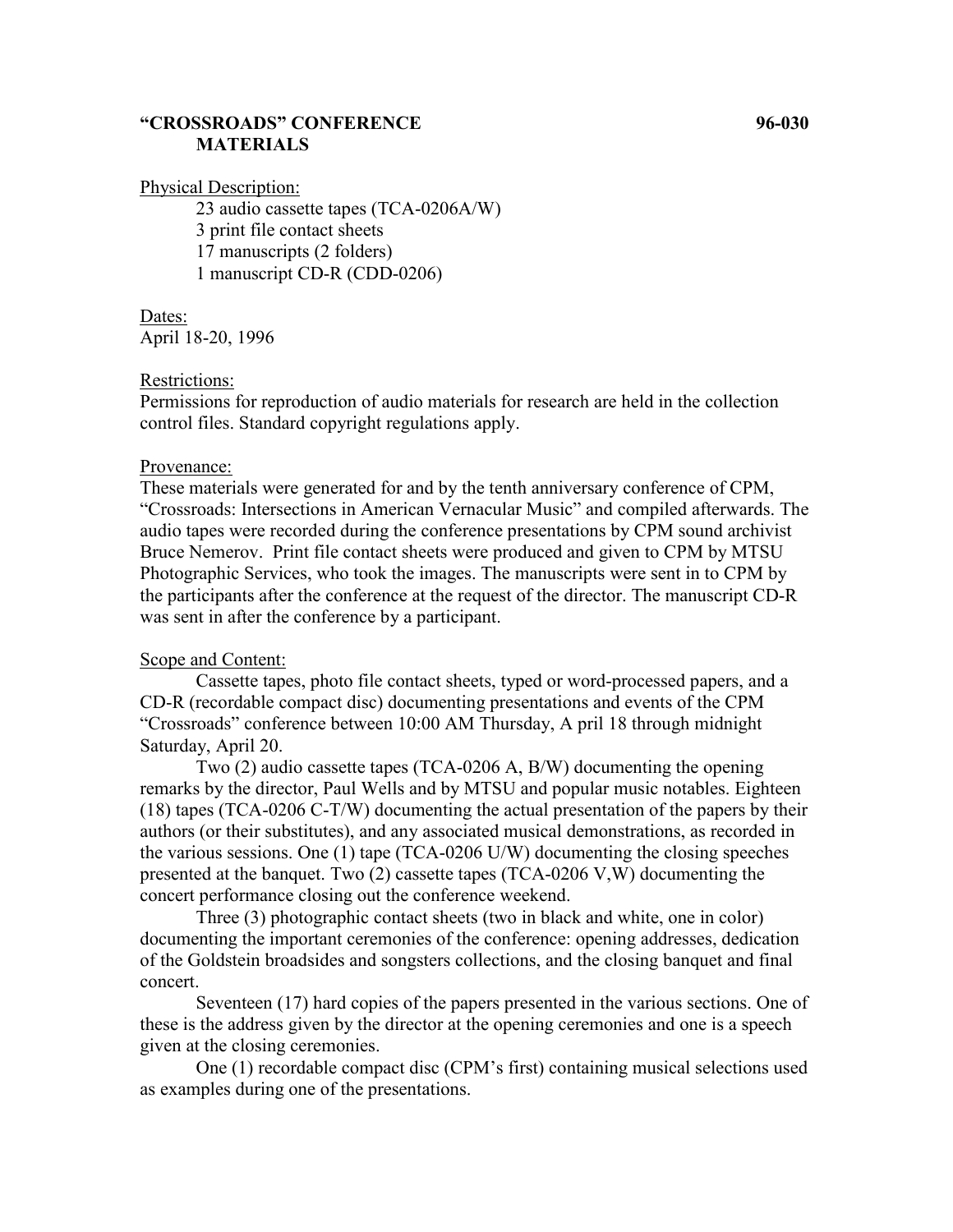# "CROSSROADS" CONFERENCE MATERIALS

**96-030**

Physical Description:

23 audio cassette tapes (TCA-0206A/W)
3 print file contact sheets
17 manuscripts (2 folders)
1 manuscript CD-R (CDD-0206)

Dates:
April 18-20, 1996

Restrictions:
Permissions for reproduction of audio materials for research are held in the collection control files. Standard copyright regulations apply.

Provenance:
These materials were generated for and by the tenth anniversary conference of CPM, "Crossroads: Intersections in American Vernacular Music" and compiled afterwards. The audio tapes were recorded during the conference presentations by CPM sound archivist Bruce Nemerov. Print file contact sheets were produced and given to CPM by MTSU Photographic Services, who took the images. The manuscripts were sent in to CPM by the participants after the conference at the request of the director. The manuscript CD-R was sent in after the conference by a participant.

Scope and Content:

Cassette tapes, photo file contact sheets, typed or word-processed papers, and a CD-R (recordable compact disc) documenting presentations and events of the CPM "Crossroads" conference between 10:00 AM Thursday, A pril 18 through midnight Saturday, April 20.

Two (2) audio cassette tapes (TCA-0206 A, B/W) documenting the opening remarks by the director, Paul Wells and by MTSU and popular music notables. Eighteen (18) tapes (TCA-0206 C-T/W) documenting the actual presentation of the papers by their authors (or their substitutes), and any associated musical demonstrations, as recorded in the various sessions. One (1) tape (TCA-0206 U/W) documenting the closing speeches presented at the banquet. Two (2) cassette tapes (TCA-0206 V,W) documenting the concert performance closing out the conference weekend.

Three (3) photographic contact sheets (two in black and white, one in color) documenting the important ceremonies of the conference: opening addresses, dedication of the Goldstein broadsides and songsters collections, and the closing banquet and final concert.

Seventeen (17) hard copies of the papers presented in the various sections. One of these is the address given by the director at the opening ceremonies and one is a speech given at the closing ceremonies.

One (1) recordable compact disc (CPM's first) containing musical selections used as examples during one of the presentations.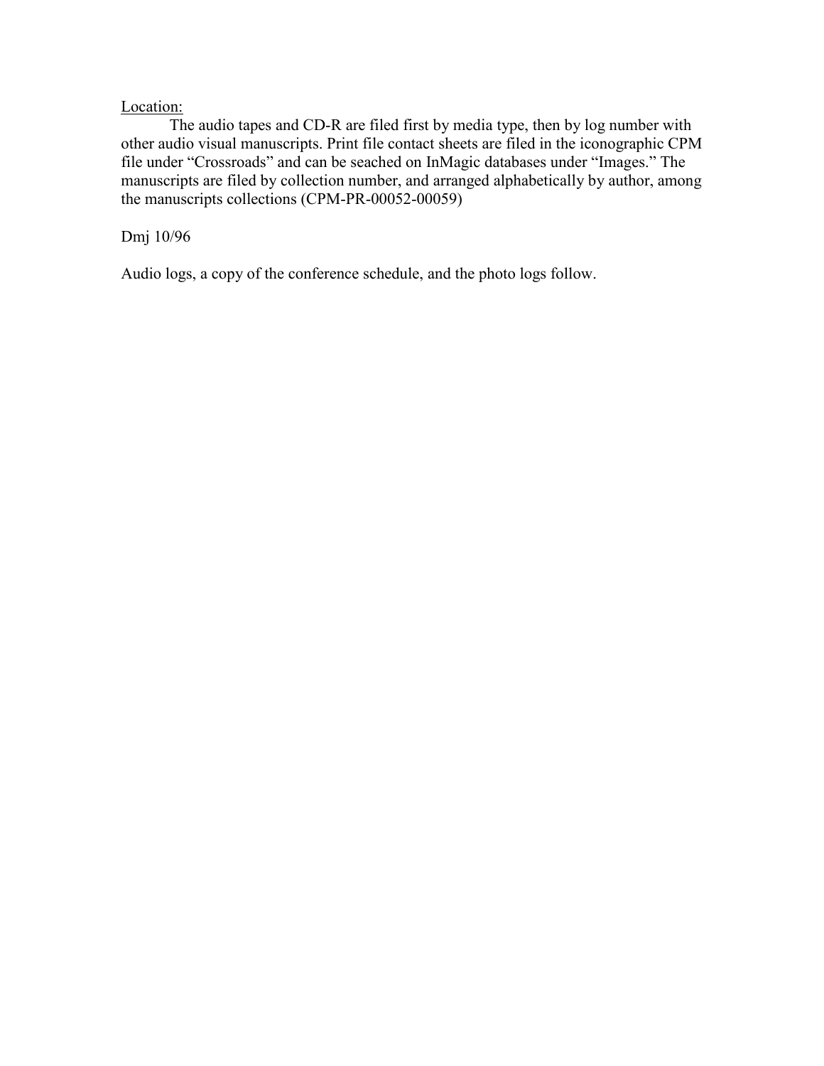Location:

The audio tapes and CD-R are filed first by media type, then by log number with other audio visual manuscripts. Print file contact sheets are filed in the iconographic CPM file under “Crossroads” and can be seached on InMagic databases under “Images.” The manuscripts are filed by collection number, and arranged alphabetically by author, among the manuscripts collections (CPM-PR-00052-00059)

Dmj 10/96

Audio logs, a copy of the conference schedule, and the photo logs follow.